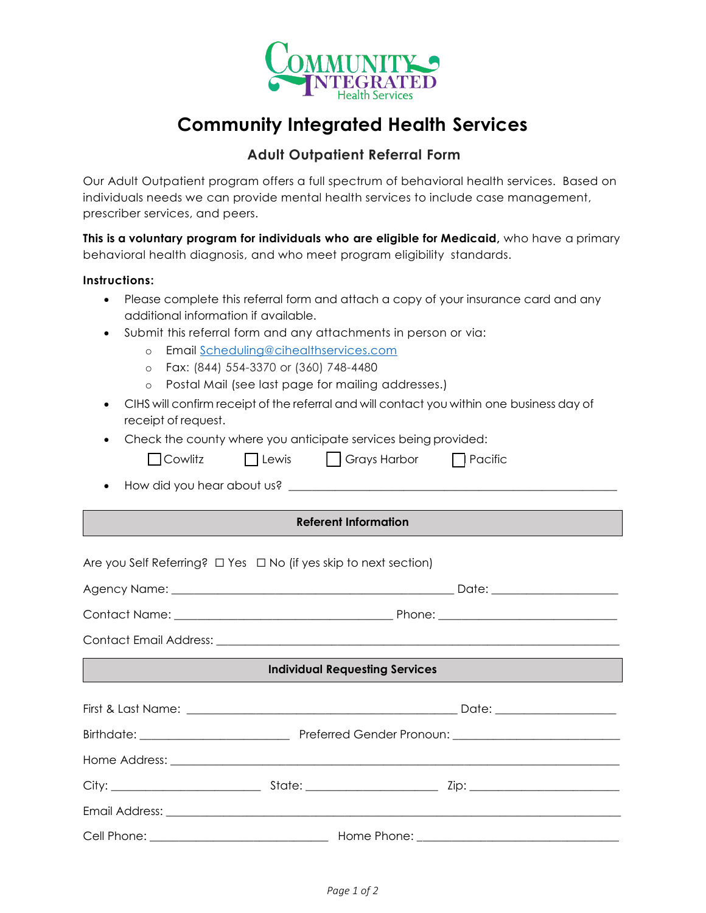# Community Integrated Health Services

## Adult Outpatient Referral Form

Our Adult Outpatient program offers a full spectrum of behavioral health services. Based on individuals needs we can provide mental health services to include case management, prescriber services, and peers.

**This is a voluntary program for individuals who are eligible for Medicaid,** who have a primary behavioral health diagnosis, and who meet program eligibility standards.

**Instructions:**

- Please complete this referral form and attach a copy of your insurance card and any additional information if available.
- Submit this referral form and any attachments in person or via:
  - Email Scheduling@cihealthservices.com
  - Fax: (844) 554-3370 or (360) 748-4480
  - Postal Mail (see last page for mailing addresses.)
- CIHS will confirm receipt of the referral and will contact you within one business day of receipt of request.
- Check the county where you anticipate services being provided:

  ☐ Cowlitz ☐ Lewis ☐ Grays Harbor ☐ Pacific

- How did you hear about us? ______________________________________________

### Referent Information

Are you Self Referring? ☐ Yes ☐ No (if yes skip to next section)

Agency Name: ________________________________________ Date: __________________

Contact Name: ________________________________ Phone: __________________________

Contact Email Address: ____________________________________________________________

### Individual Requesting Services

First & Last Name: ______________________________________ Date: _________________

Birthdate: ______________________ Preferred Gender Pronoun: ________________________

Home Address: ____________________________________________________________________

City: ______________________ State: ____________________ Zip: ______________________

Email Address: ____________________________________________________________________

Cell Phone: __________________________ Home Phone: ______________________________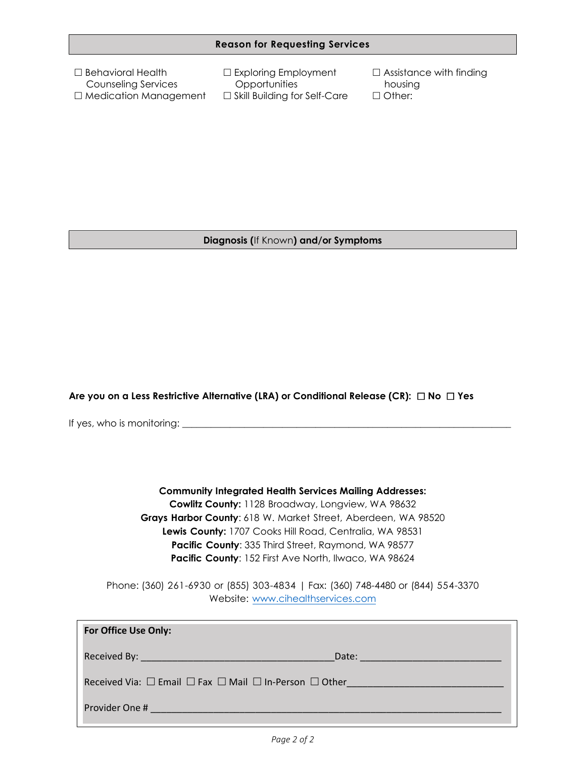## Reason for Requesting Services

☐ Behavioral Health Counseling Services
☐ Medication Management
☐ Exploring Employment Opportunities
☐ Skill Building for Self-Care
☐ Assistance with finding housing
☐ Other:

## Diagnosis (If Known) and/or Symptoms

**Are you on a Less Restrictive Alternative (LRA) or Conditional Release (CR):** ☐ **No** ☐ **Yes**

If yes, who is monitoring: ___________________________________________________________________

**Community Integrated Health Services Mailing Addresses:**
**Cowlitz County:** 1128 Broadway, Longview, WA 98632
**Grays Harbor County**: 618 W. Market Street, Aberdeen, WA 98520
**Lewis County:** 1707 Cooks Hill Road, Centralia, WA 98531
**Pacific County**: 335 Third Street, Raymond, WA 98577
**Pacific County**: 152 First Ave North, Ilwaco, WA 98624

Phone: (360) 261-6930 or (855) 303-4834 | Fax: (360) 748-4480 or (844) 554-3370
Website: www.cihealthservices.com

**For Office Use Only:**

Received By: ______________________________________ Date: ____________________________

Received Via: ☐ Email ☐ Fax ☐ Mail ☐ In-Person ☐ Other______________________________

Provider One # ________________________________________________________________________